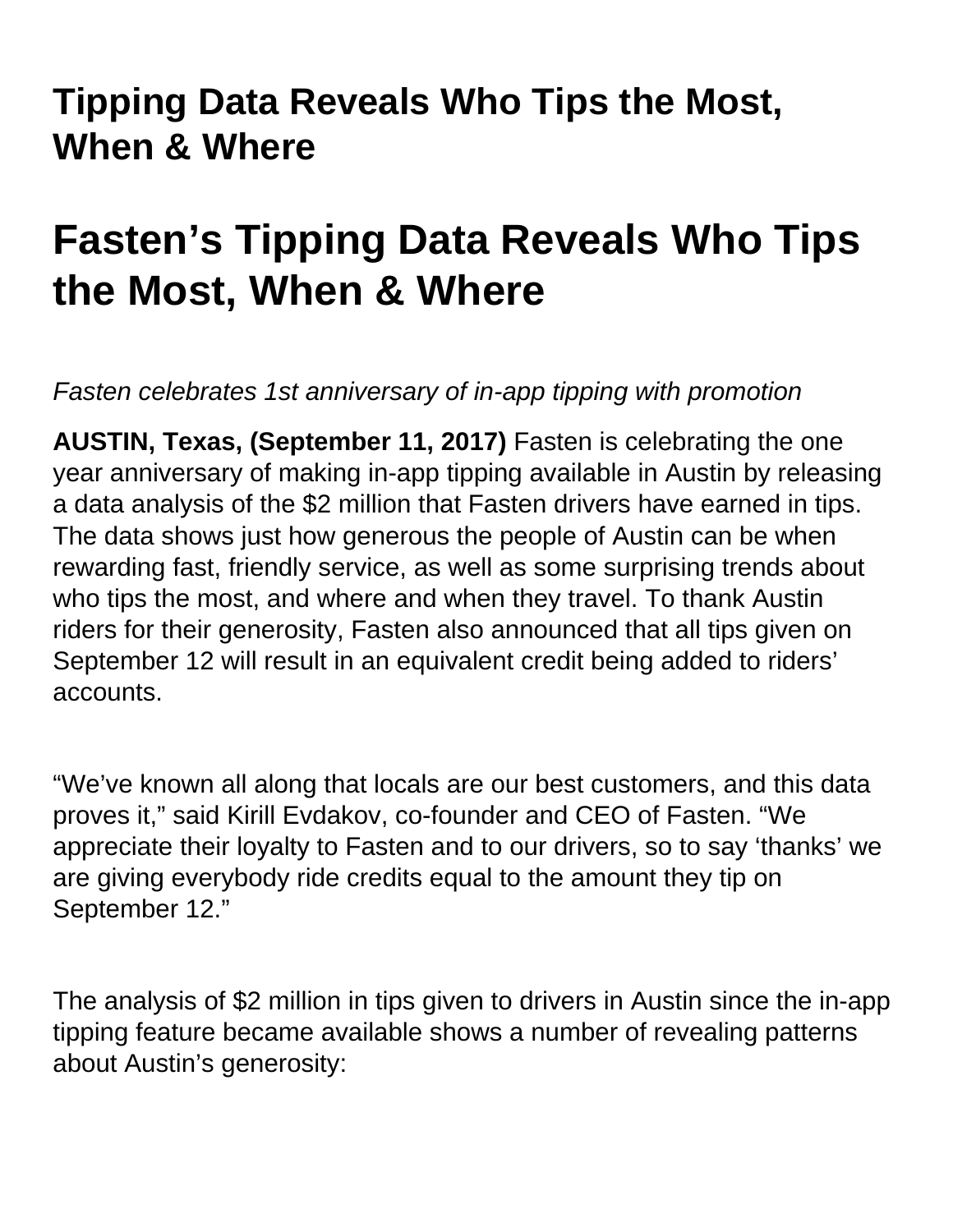## Tipping Data Reveals Who Tips the Most, When & Where

# Fasten's Tipping Data Reveals Who Tips the Most, When & Where

*Fasten celebrates 1st anniversary of in-app tipping with promotion*

**AUSTIN, Texas, (September 11, 2017)** Fasten is celebrating the one year anniversary of making in-app tipping available in Austin by releasing a data analysis of the $2 million that Fasten drivers have earned in tips. The data shows just how generous the people of Austin can be when rewarding fast, friendly service, as well as some surprising trends about who tips the most, and where and when they travel. To thank Austin riders for their generosity, Fasten also announced that all tips given on September 12 will result in an equivalent credit being added to riders' accounts.

"We've known all along that locals are our best customers, and this data proves it," said Kirill Evdakov, co-founder and CEO of Fasten. "We appreciate their loyalty to Fasten and to our drivers, so to say 'thanks' we are giving everybody ride credits equal to the amount they tip on September 12."

The analysis of $2 million in tips given to drivers in Austin since the in-app tipping feature became available shows a number of revealing patterns about Austin's generosity: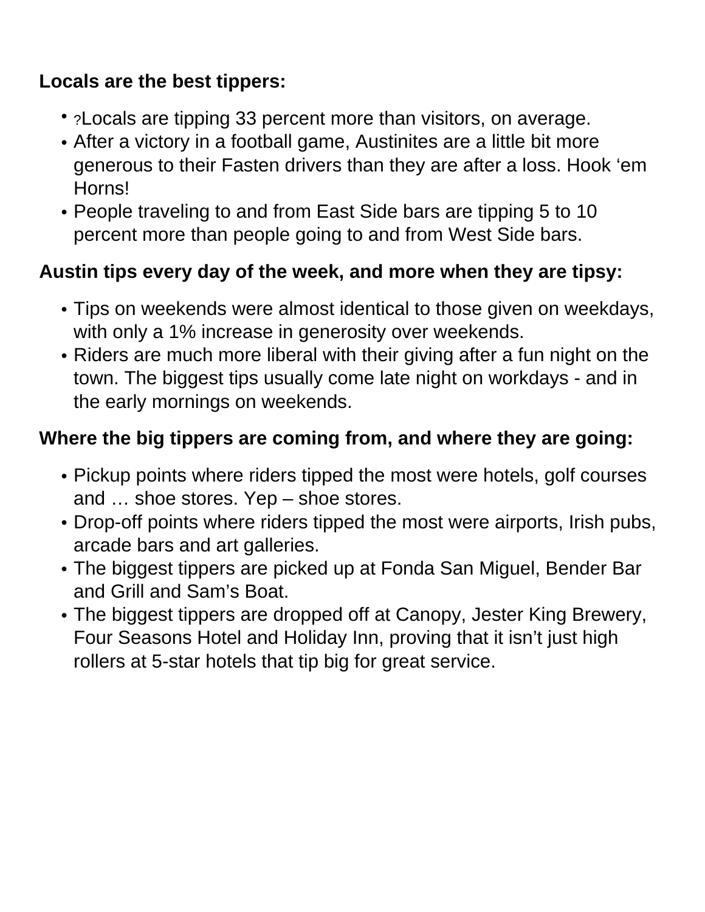**Locals are the best tippers:**

- ?Locals are tipping 33 percent more than visitors, on average.
- After a victory in a football game, Austinites are a little bit more generous to their Fasten drivers than they are after a loss. Hook 'em Horns!
- People traveling to and from East Side bars are tipping 5 to 10 percent more than people going to and from West Side bars.

**Austin tips every day of the week, and more when they are tipsy:**

- Tips on weekends were almost identical to those given on weekdays, with only a 1% increase in generosity over weekends.
- Riders are much more liberal with their giving after a fun night on the town. The biggest tips usually come late night on workdays - and in the early mornings on weekends.

**Where the big tippers are coming from, and where they are going:**

- Pickup points where riders tipped the most were hotels, golf courses and … shoe stores. Yep – shoe stores.
- Drop-off points where riders tipped the most were airports, Irish pubs, arcade bars and art galleries.
- The biggest tippers are picked up at Fonda San Miguel, Bender Bar and Grill and Sam's Boat.
- The biggest tippers are dropped off at Canopy, Jester King Brewery, Four Seasons Hotel and Holiday Inn, proving that it isn't just high rollers at 5-star hotels that tip big for great service.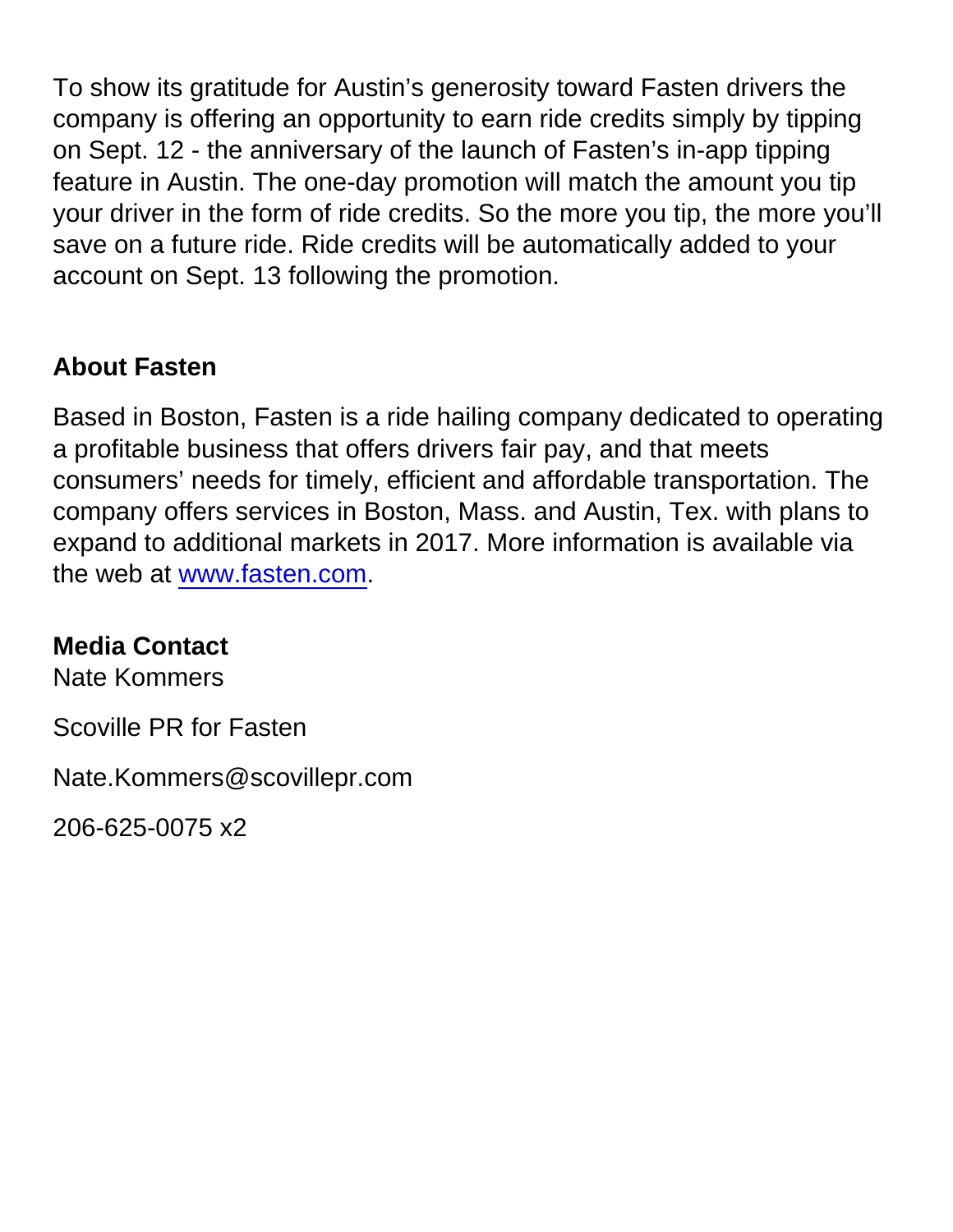To show its gratitude for Austin's generosity toward Fasten drivers the company is offering an opportunity to earn ride credits simply by tipping on Sept. 12 - the anniversary of the launch of Fasten's in-app tipping feature in Austin. The one-day promotion will match the amount you tip your driver in the form of ride credits. So the more you tip, the more you'll save on a future ride. Ride credits will be automatically added to your account on Sept. 13 following the promotion.

**About Fasten**

Based in Boston, Fasten is a ride hailing company dedicated to operating a profitable business that offers drivers fair pay, and that meets consumers' needs for timely, efficient and affordable transportation. The company offers services in Boston, Mass. and Austin, Tex. with plans to expand to additional markets in 2017. More information is available via the web at [www.fasten.com](http://www.fasten.com).

**Media Contact**
Nate Kommers

Scoville PR for Fasten

Nate.Kommers@scovillepr.com

206-625-0075 x2